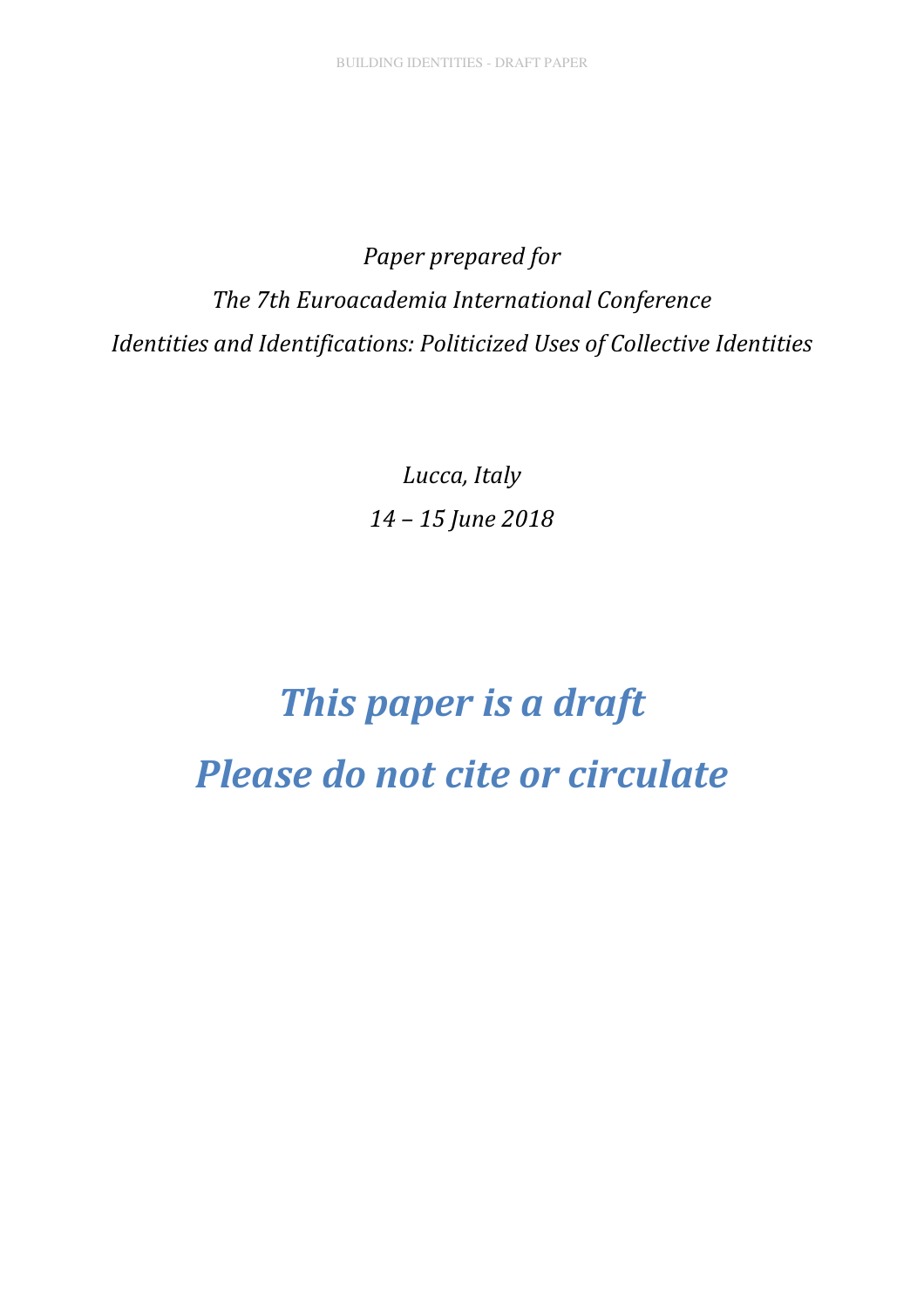*Paper prepared for*

*The 7th Euroacademia International Conference*

*Identities and Identifications: Politicized Uses of Collective Identities*

*Lucca, Italy*

*14 – 15 June 2018*

# ***This paper is a draft***

# ***Please do not cite or circulate***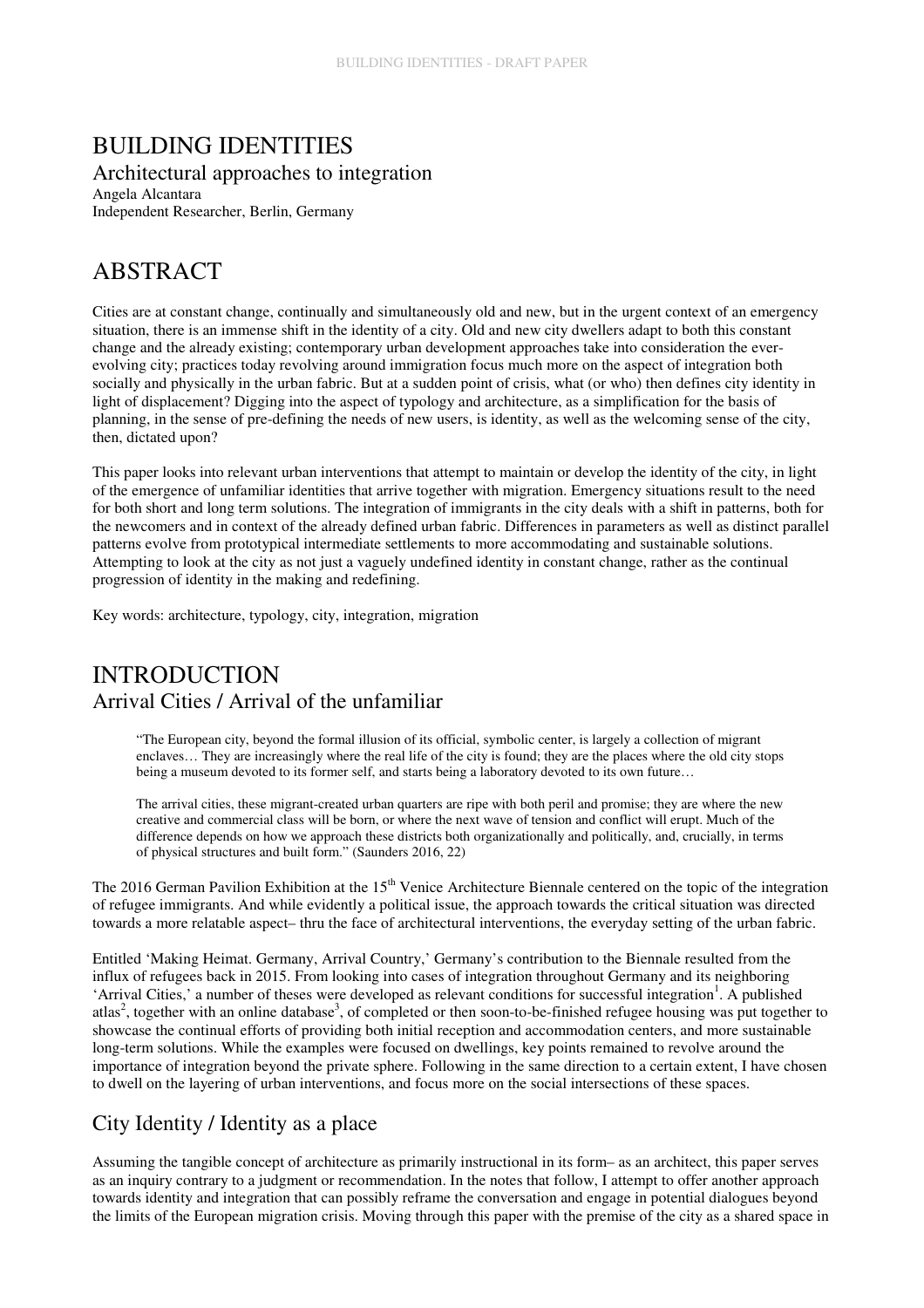# BUILDING IDENTITIES

## Architectural approaches to integration

Angela Alcantara
Independent Researcher, Berlin, Germany

# ABSTRACT

Cities are at constant change, continually and simultaneously old and new, but in the urgent context of an emergency situation, there is an immense shift in the identity of a city. Old and new city dwellers adapt to both this constant change and the already existing; contemporary urban development approaches take into consideration the ever-evolving city; practices today revolving around immigration focus much more on the aspect of integration both socially and physically in the urban fabric. But at a sudden point of crisis, what (or who) then defines city identity in light of displacement? Digging into the aspect of typology and architecture, as a simplification for the basis of planning, in the sense of pre-defining the needs of new users, is identity, as well as the welcoming sense of the city, then, dictated upon?

This paper looks into relevant urban interventions that attempt to maintain or develop the identity of the city, in light of the emergence of unfamiliar identities that arrive together with migration. Emergency situations result to the need for both short and long term solutions. The integration of immigrants in the city deals with a shift in patterns, both for the newcomers and in context of the already defined urban fabric. Differences in parameters as well as distinct parallel patterns evolve from prototypical intermediate settlements to more accommodating and sustainable solutions. Attempting to look at the city as not just a vaguely undefined identity in constant change, rather as the continual progression of identity in the making and redefining.

Key words: architecture, typology, city, integration, migration

# INTRODUCTION

## Arrival Cities / Arrival of the unfamiliar

> "The European city, beyond the formal illusion of its official, symbolic center, is largely a collection of migrant enclaves… They are increasingly where the real life of the city is found; they are the places where the old city stops being a museum devoted to its former self, and starts being a laboratory devoted to its own future…
>
> The arrival cities, these migrant-created urban quarters are ripe with both peril and promise; they are where the new creative and commercial class will be born, or where the next wave of tension and conflict will erupt. Much of the difference depends on how we approach these districts both organizationally and politically, and, crucially, in terms of physical structures and built form." (Saunders 2016, 22)

The 2016 German Pavilion Exhibition at the 15th Venice Architecture Biennale centered on the topic of the integration of refugee immigrants. And while evidently a political issue, the approach towards the critical situation was directed towards a more relatable aspect– thru the face of architectural interventions, the everyday setting of the urban fabric.

Entitled 'Making Heimat. Germany, Arrival Country,' Germany's contribution to the Biennale resulted from the influx of refugees back in 2015. From looking into cases of integration throughout Germany and its neighboring 'Arrival Cities,' a number of theses were developed as relevant conditions for successful integration[1]. A published atlas[2], together with an online database[3], of completed or then soon-to-be-finished refugee housing was put together to showcase the continual efforts of providing both initial reception and accommodation centers, and more sustainable long-term solutions. While the examples were focused on dwellings, key points remained to revolve around the importance of integration beyond the private sphere. Following in the same direction to a certain extent, I have chosen to dwell on the layering of urban interventions, and focus more on the social intersections of these spaces.

## City Identity / Identity as a place

Assuming the tangible concept of architecture as primarily instructional in its form– as an architect, this paper serves as an inquiry contrary to a judgment or recommendation. In the notes that follow, I attempt to offer another approach towards identity and integration that can possibly reframe the conversation and engage in potential dialogues beyond the limits of the European migration crisis. Moving through this paper with the premise of the city as a shared space in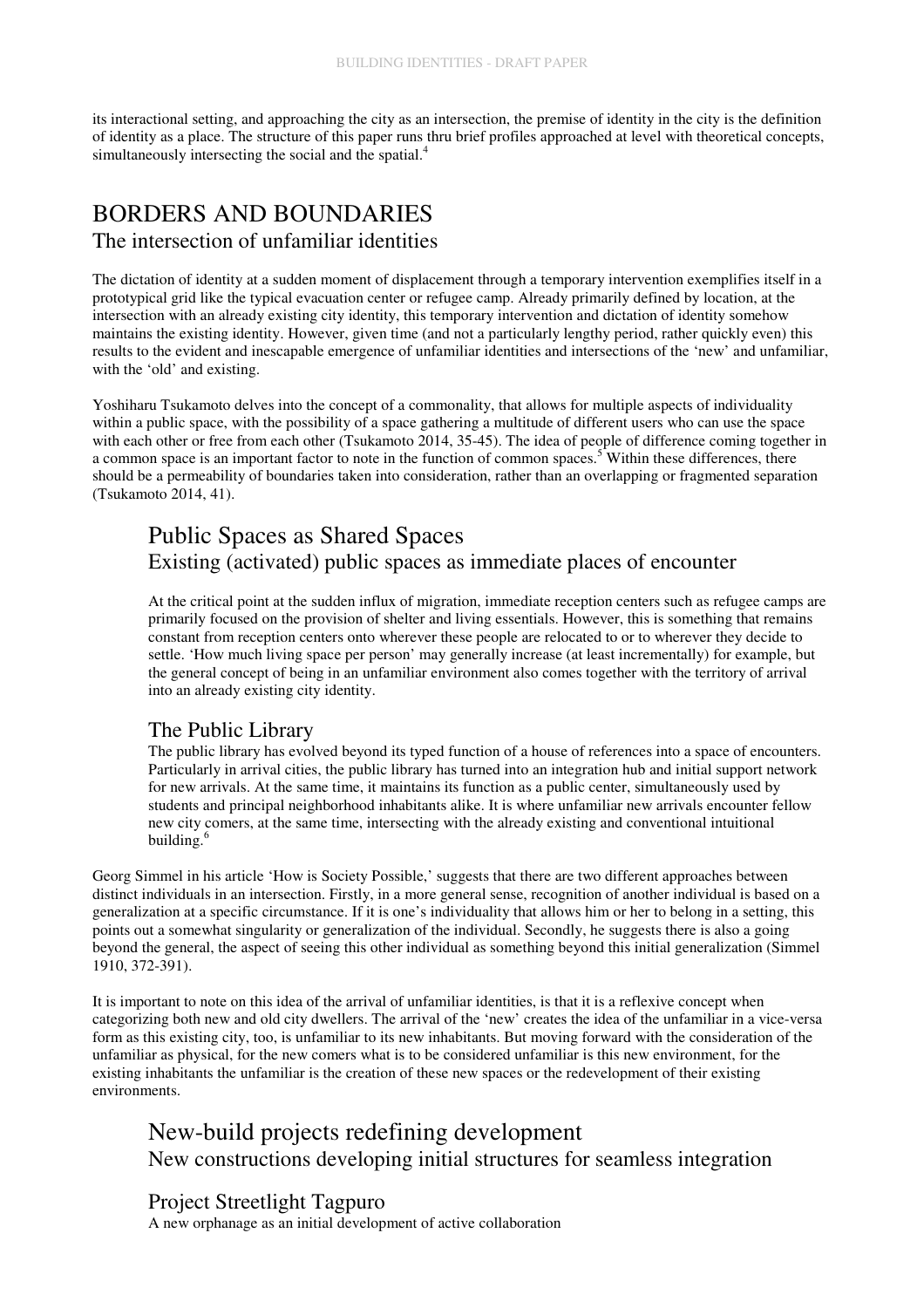its interactional setting, and approaching the city as an intersection, the premise of identity in the city is the definition of identity as a place. The structure of this paper runs thru brief profiles approached at level with theoretical concepts, simultaneously intersecting the social and the spatial.[4]

## BORDERS AND BOUNDARIES
### The intersection of unfamiliar identities

The dictation of identity at a sudden moment of displacement through a temporary intervention exemplifies itself in a prototypical grid like the typical evacuation center or refugee camp. Already primarily defined by location, at the intersection with an already existing city identity, this temporary intervention and dictation of identity somehow maintains the existing identity. However, given time (and not a particularly lengthy period, rather quickly even) this results to the evident and inescapable emergence of unfamiliar identities and intersections of the 'new' and unfamiliar, with the 'old' and existing.

Yoshiharu Tsukamoto delves into the concept of a commonality, that allows for multiple aspects of individuality within a public space, with the possibility of a space gathering a multitude of different users who can use the space with each other or free from each other (Tsukamoto 2014, 35-45). The idea of people of difference coming together in a common space is an important factor to note in the function of common spaces.[5] Within these differences, there should be a permeability of boundaries taken into consideration, rather than an overlapping or fragmented separation (Tsukamoto 2014, 41).

### Public Spaces as Shared Spaces
#### Existing (activated) public spaces as immediate places of encounter

At the critical point at the sudden influx of migration, immediate reception centers such as refugee camps are primarily focused on the provision of shelter and living essentials. However, this is something that remains constant from reception centers onto wherever these people are relocated to or to wherever they decide to settle. 'How much living space per person' may generally increase (at least incrementally) for example, but the general concept of being in an unfamiliar environment also comes together with the territory of arrival into an already existing city identity.

#### The Public Library

The public library has evolved beyond its typed function of a house of references into a space of encounters. Particularly in arrival cities, the public library has turned into an integration hub and initial support network for new arrivals. At the same time, it maintains its function as a public center, simultaneously used by students and principal neighborhood inhabitants alike. It is where unfamiliar new arrivals encounter fellow new city comers, at the same time, intersecting with the already existing and conventional intuitional building.[6]

Georg Simmel in his article 'How is Society Possible,' suggests that there are two different approaches between distinct individuals in an intersection. Firstly, in a more general sense, recognition of another individual is based on a generalization at a specific circumstance. If it is one's individuality that allows him or her to belong in a setting, this points out a somewhat singularity or generalization of the individual. Secondly, he suggests there is also a going beyond the general, the aspect of seeing this other individual as something beyond this initial generalization (Simmel 1910, 372-391).

It is important to note on this idea of the arrival of unfamiliar identities, is that it is a reflexive concept when categorizing both new and old city dwellers. The arrival of the 'new' creates the idea of the unfamiliar in a vice-versa form as this existing city, too, is unfamiliar to its new inhabitants. But moving forward with the consideration of the unfamiliar as physical, for the new comers what is to be considered unfamiliar is this new environment, for the existing inhabitants the unfamiliar is the creation of these new spaces or the redevelopment of their existing environments.

### New-build projects redefining development
#### New constructions developing initial structures for seamless integration

#### Project Streetlight Tagpuro

A new orphanage as an initial development of active collaboration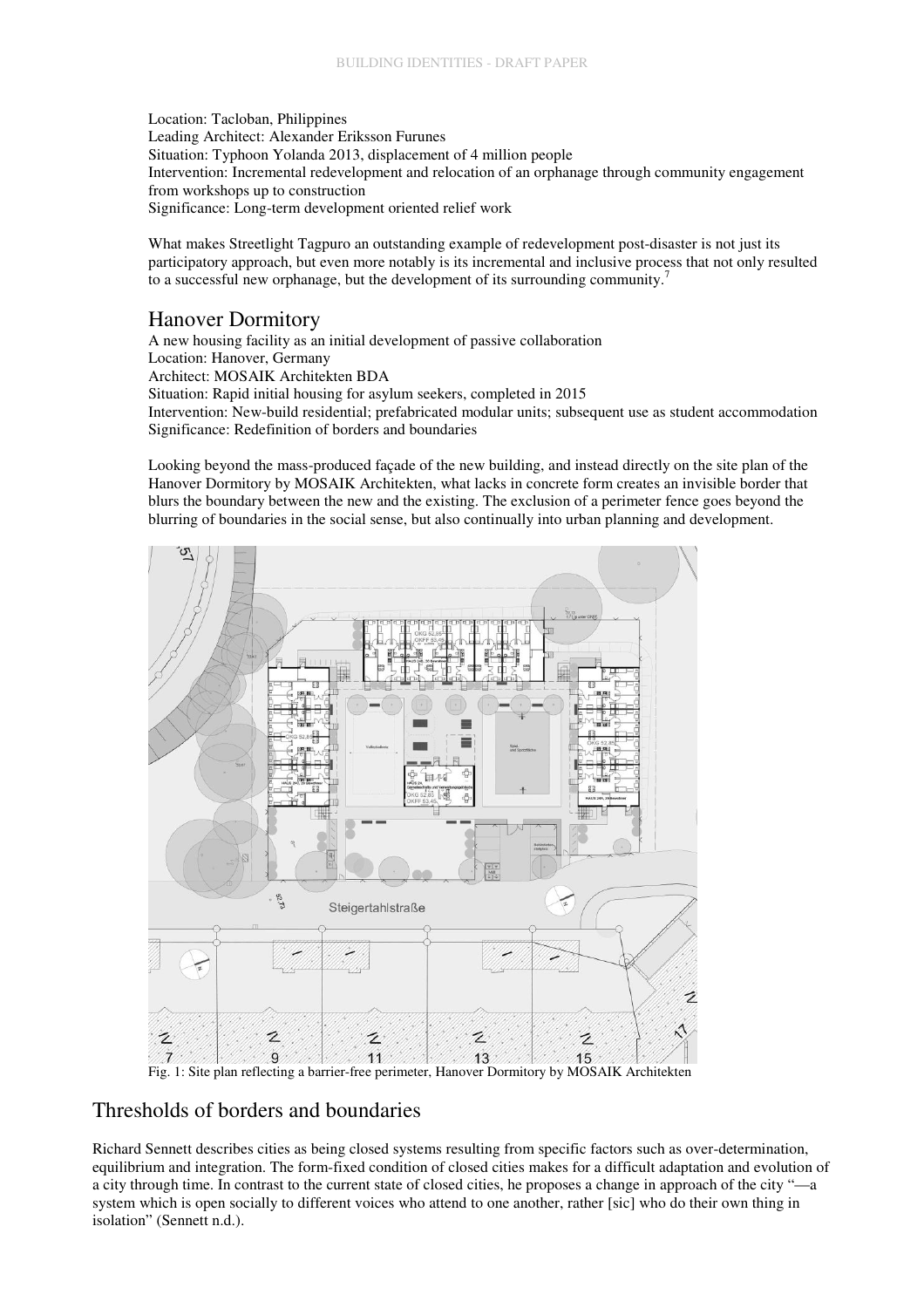Location: Tacloban, Philippines
Leading Architect: Alexander Eriksson Furunes
Situation: Typhoon Yolanda 2013, displacement of 4 million people
Intervention: Incremental redevelopment and relocation of an orphanage through community engagement from workshops up to construction
Significance: Long-term development oriented relief work

What makes Streetlight Tagpuro an outstanding example of redevelopment post-disaster is not just its participatory approach, but even more notably is its incremental and inclusive process that not only resulted to a successful new orphanage, but the development of its surrounding community.[7]

## Hanover Dormitory

A new housing facility as an initial development of passive collaboration
Location: Hanover, Germany
Architect: MOSAIK Architekten BDA
Situation: Rapid initial housing for asylum seekers, completed in 2015
Intervention: New-build residential; prefabricated modular units; subsequent use as student accommodation
Significance: Redefinition of borders and boundaries

Looking beyond the mass-produced façade of the new building, and instead directly on the site plan of the Hanover Dormitory by MOSAIK Architekten, what lacks in concrete form creates an invisible border that blurs the boundary between the new and the existing. The exclusion of a perimeter fence goes beyond the blurring of boundaries in the social sense, but also continually into urban planning and development.

Fig. 1: Site plan reflecting a barrier-free perimeter, Hanover Dormitory by MOSAIK Architekten

## Thresholds of borders and boundaries

Richard Sennett describes cities as being closed systems resulting from specific factors such as over-determination, equilibrium and integration. The form-fixed condition of closed cities makes for a difficult adaptation and evolution of a city through time. In contrast to the current state of closed cities, he proposes a change in approach of the city "—a system which is open socially to different voices who attend to one another, rather [sic] who do their own thing in isolation" (Sennett n.d.).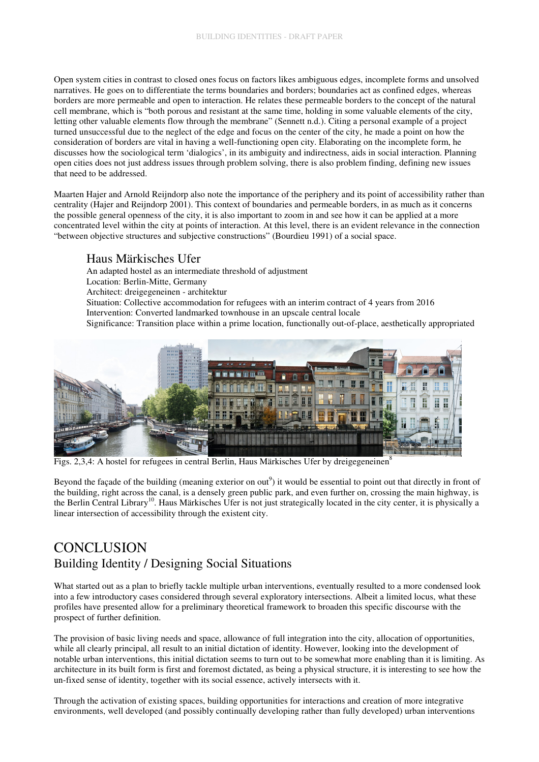Open system cities in contrast to closed ones focus on factors likes ambiguous edges, incomplete forms and unsolved narratives. He goes on to differentiate the terms boundaries and borders; boundaries act as confined edges, whereas borders are more permeable and open to interaction. He relates these permeable borders to the concept of the natural cell membrane, which is "both porous and resistant at the same time, holding in some valuable elements of the city, letting other valuable elements flow through the membrane" (Sennett n.d.). Citing a personal example of a project turned unsuccessful due to the neglect of the edge and focus on the center of the city, he made a point on how the consideration of borders are vital in having a well-functioning open city. Elaborating on the incomplete form, he discusses how the sociological term 'dialogics', in its ambiguity and indirectness, aids in social interaction. Planning open cities does not just address issues through problem solving, there is also problem finding, defining new issues that need to be addressed.

Maarten Hajer and Arnold Reijndorp also note the importance of the periphery and its point of accessibility rather than centrality (Hajer and Reijndorp 2001). This context of boundaries and permeable borders, in as much as it concerns the possible general openness of the city, it is also important to zoom in and see how it can be applied at a more concentrated level within the city at points of interaction. At this level, there is an evident relevance in the connection "between objective structures and subjective constructions" (Bourdieu 1991) of a social space.

### Haus Märkisches Ufer

An adapted hostel as an intermediate threshold of adjustment
Location: Berlin-Mitte, Germany
Architect: dreigegeneinen - architektur
Situation: Collective accommodation for refugees with an interim contract of 4 years from 2016
Intervention: Converted landmarked townhouse in an upscale central locale
Significance: Transition place within a prime location, functionally out-of-place, aesthetically appropriated

Figs. 2,3,4: A hostel for refugees in central Berlin, Haus Märkisches Ufer by dreigegeneinen[8]

Beyond the façade of the building (meaning exterior on out[9]) it would be essential to point out that directly in front of the building, right across the canal, is a densely green public park, and even further on, crossing the main highway, is the Berlin Central Library[10]. Haus Märkisches Ufer is not just strategically located in the city center, it is physically a linear intersection of accessibility through the existent city.

# CONCLUSION

## Building Identity / Designing Social Situations

What started out as a plan to briefly tackle multiple urban interventions, eventually resulted to a more condensed look into a few introductory cases considered through several exploratory intersections. Albeit a limited locus, what these profiles have presented allow for a preliminary theoretical framework to broaden this specific discourse with the prospect of further definition.

The provision of basic living needs and space, allowance of full integration into the city, allocation of opportunities, while all clearly principal, all result to an initial dictation of identity. However, looking into the development of notable urban interventions, this initial dictation seems to turn out to be somewhat more enabling than it is limiting. As architecture in its built form is first and foremost dictated, as being a physical structure, it is interesting to see how the un-fixed sense of identity, together with its social essence, actively intersects with it.

Through the activation of existing spaces, building opportunities for interactions and creation of more integrative environments, well developed (and possibly continually developing rather than fully developed) urban interventions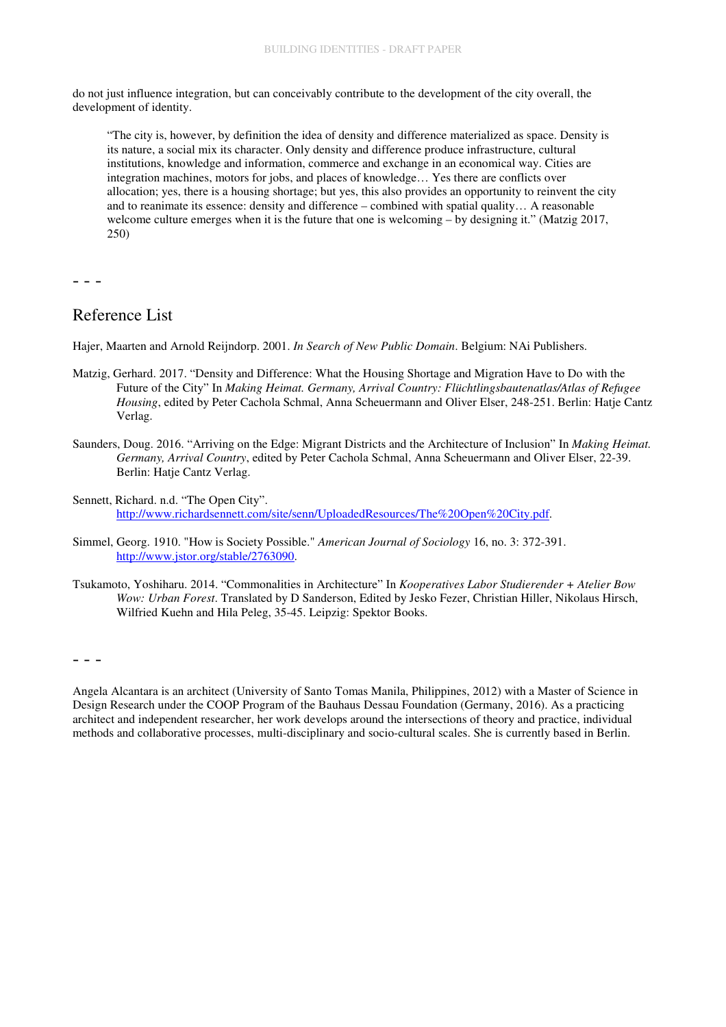do not just influence integration, but can conceivably contribute to the development of the city overall, the development of identity.

> "The city is, however, by definition the idea of density and difference materialized as space. Density is its nature, a social mix its character. Only density and difference produce infrastructure, cultural institutions, knowledge and information, commerce and exchange in an economical way. Cities are integration machines, motors for jobs, and places of knowledge… Yes there are conflicts over allocation; yes, there is a housing shortage; but yes, this also provides an opportunity to reinvent the city and to reanimate its essence: density and difference – combined with spatial quality… A reasonable welcome culture emerges when it is the future that one is welcoming – by designing it." (Matzig 2017, 250)

- - -

## Reference List

Hajer, Maarten and Arnold Reijndorp. 2001. *In Search of New Public Domain*. Belgium: NAi Publishers.

Matzig, Gerhard. 2017. "Density and Difference: What the Housing Shortage and Migration Have to Do with the Future of the City" In *Making Heimat. Germany, Arrival Country: Flüchtlingsbautenatlas/Atlas of Refugee Housing*, edited by Peter Cachola Schmal, Anna Scheuermann and Oliver Elser, 248-251. Berlin: Hatje Cantz Verlag.

Saunders, Doug. 2016. "Arriving on the Edge: Migrant Districts and the Architecture of Inclusion" In *Making Heimat. Germany, Arrival Country*, edited by Peter Cachola Schmal, Anna Scheuermann and Oliver Elser, 22-39. Berlin: Hatje Cantz Verlag.

Sennett, Richard. n.d. "The Open City". http://www.richardsennett.com/site/senn/UploadedResources/The%20Open%20City.pdf.

Simmel, Georg. 1910. "How is Society Possible." *American Journal of Sociology* 16, no. 3: 372-391. http://www.jstor.org/stable/2763090.

Tsukamoto, Yoshiharu. 2014. "Commonalities in Architecture" In *Kooperatives Labor Studierender + Atelier Bow Wow: Urban Forest*. Translated by D Sanderson, Edited by Jesko Fezer, Christian Hiller, Nikolaus Hirsch, Wilfried Kuehn and Hila Peleg, 35-45. Leipzig: Spektor Books.

- - -

Angela Alcantara is an architect (University of Santo Tomas Manila, Philippines, 2012) with a Master of Science in Design Research under the COOP Program of the Bauhaus Dessau Foundation (Germany, 2016). As a practicing architect and independent researcher, her work develops around the intersections of theory and practice, individual methods and collaborative processes, multi-disciplinary and socio-cultural scales. She is currently based in Berlin.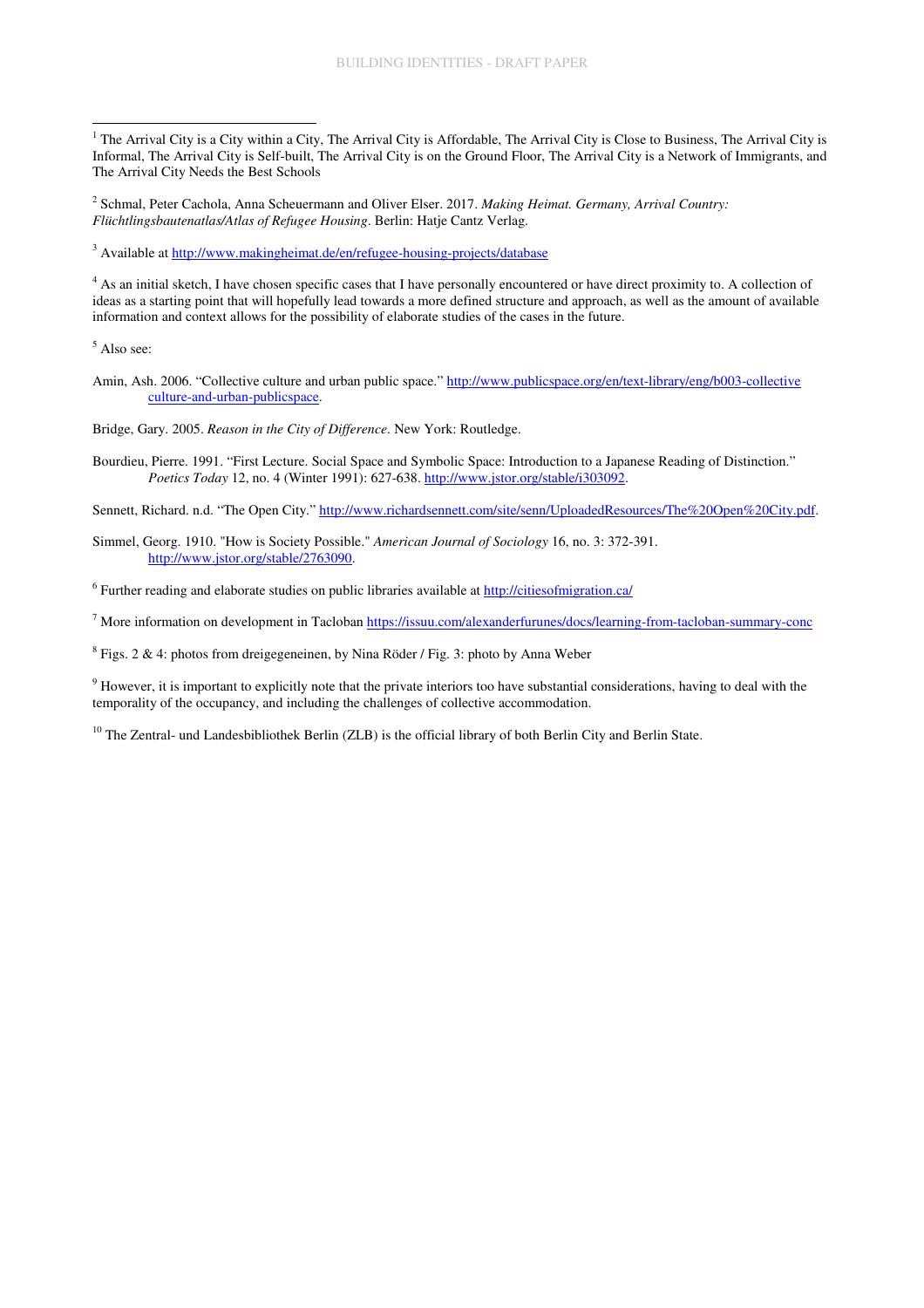[1] The Arrival City is a City within a City, The Arrival City is Affordable, The Arrival City is Close to Business, The Arrival City is Informal, The Arrival City is Self-built, The Arrival City is on the Ground Floor, The Arrival City is a Network of Immigrants, and The Arrival City Needs the Best Schools

[2] Schmal, Peter Cachola, Anna Scheuermann and Oliver Elser. 2017. *Making Heimat. Germany, Arrival Country: Flüchtlingsbautenatlas/Atlas of Refugee Housing*. Berlin: Hatje Cantz Verlag.

[3] Available at http://www.makingheimat.de/en/refugee-housing-projects/database

[4] As an initial sketch, I have chosen specific cases that I have personally encountered or have direct proximity to. A collection of ideas as a starting point that will hopefully lead towards a more defined structure and approach, as well as the amount of available information and context allows for the possibility of elaborate studies of the cases in the future.

[5] Also see:

Amin, Ash. 2006. "Collective culture and urban public space." http://www.publicspace.org/en/text-library/eng/b003-collective culture-and-urban-publicspace.

Bridge, Gary. 2005. *Reason in the City of Difference*. New York: Routledge.

Bourdieu, Pierre. 1991. "First Lecture. Social Space and Symbolic Space: Introduction to a Japanese Reading of Distinction." *Poetics Today* 12, no. 4 (Winter 1991): 627-638. http://www.jstor.org/stable/i303092.

Sennett, Richard. n.d. "The Open City." http://www.richardsennett.com/site/senn/UploadedResources/The%20Open%20City.pdf.

Simmel, Georg. 1910. "How is Society Possible." *American Journal of Sociology* 16, no. 3: 372-391. http://www.jstor.org/stable/2763090.

[6] Further reading and elaborate studies on public libraries available at http://citiesofmigration.ca/

[7] More information on development in Tacloban https://issuu.com/alexanderfurunes/docs/learning-from-tacloban-summary-conc

[8] Figs. 2 & 4: photos from dreigegeneinen, by Nina Röder / Fig. 3: photo by Anna Weber

[9] However, it is important to explicitly note that the private interiors too have substantial considerations, having to deal with the temporality of the occupancy, and including the challenges of collective accommodation.

[10] The Zentral- und Landesbibliothek Berlin (ZLB) is the official library of both Berlin City and Berlin State.